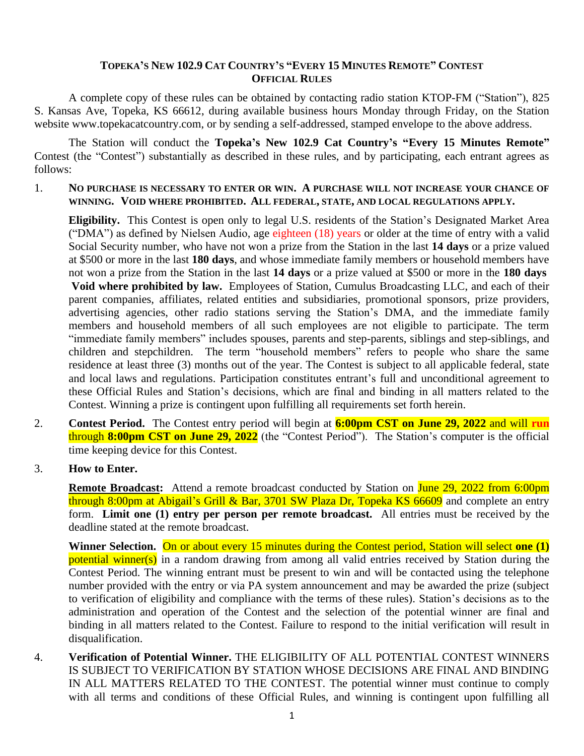**TOPEKA'S NEW 102.9 CAT COUNTRY'S "EVERY 15 MINUTES REMOTE" CONTEST**
**OFFICIAL RULES**

A complete copy of these rules can be obtained by contacting radio station KTOP-FM ("Station"), 825 S. Kansas Ave, Topeka, KS 66612, during available business hours Monday through Friday, on the Station website www.topekacatcountry.com, or by sending a self-addressed, stamped envelope to the above address.

The Station will conduct the **Topeka's New 102.9 Cat Country's "Every 15 Minutes Remote"** Contest (the "Contest") substantially as described in these rules, and by participating, each entrant agrees as follows:

1. **NO PURCHASE IS NECESSARY TO ENTER OR WIN. A PURCHASE WILL NOT INCREASE YOUR CHANCE OF WINNING. VOID WHERE PROHIBITED. ALL FEDERAL, STATE, AND LOCAL REGULATIONS APPLY.**

   **Eligibility.** This Contest is open only to legal U.S. residents of the Station's Designated Market Area ("DMA") as defined by Nielsen Audio, age eighteen (18) years or older at the time of entry with a valid Social Security number, who have not won a prize from the Station in the last **14 days** or a prize valued at $500 or more in the last **180 days**, and whose immediate family members or household members have not won a prize from the Station in the last **14 days** or a prize valued at $500 or more in the **180 days** **Void where prohibited by law.** Employees of Station, Cumulus Broadcasting LLC, and each of their parent companies, affiliates, related entities and subsidiaries, promotional sponsors, prize providers, advertising agencies, other radio stations serving the Station's DMA, and the immediate family members and household members of all such employees are not eligible to participate. The term "immediate family members" includes spouses, parents and step-parents, siblings and step-siblings, and children and stepchildren. The term "household members" refers to people who share the same residence at least three (3) months out of the year. The Contest is subject to all applicable federal, state and local laws and regulations. Participation constitutes entrant's full and unconditional agreement to these Official Rules and Station's decisions, which are final and binding in all matters related to the Contest. Winning a prize is contingent upon fulfilling all requirements set forth herein.

2. **Contest Period.** The Contest entry period will begin at **6:00pm CST on June 29, 2022** and will **run** through **8:00pm CST on June 29, 2022** (the "Contest Period"). The Station's computer is the official time keeping device for this Contest.

3. **How to Enter.**

   **Remote Broadcast:** Attend a remote broadcast conducted by Station on June 29, 2022 from 6:00pm through 8:00pm at Abigail's Grill & Bar, 3701 SW Plaza Dr, Topeka KS 66609 and complete an entry form. **Limit one (1) entry per person per remote broadcast.** All entries must be received by the deadline stated at the remote broadcast.

   **Winner Selection.** On or about every 15 minutes during the Contest period, Station will select **one (1)** potential winner(s) in a random drawing from among all valid entries received by Station during the Contest Period. The winning entrant must be present to win and will be contacted using the telephone number provided with the entry or via PA system announcement and may be awarded the prize (subject to verification of eligibility and compliance with the terms of these rules). Station's decisions as to the administration and operation of the Contest and the selection of the potential winner are final and binding in all matters related to the Contest. Failure to respond to the initial verification will result in disqualification.

4. **Verification of Potential Winner.** THE ELIGIBILITY OF ALL POTENTIAL CONTEST WINNERS IS SUBJECT TO VERIFICATION BY STATION WHOSE DECISIONS ARE FINAL AND BINDING IN ALL MATTERS RELATED TO THE CONTEST. The potential winner must continue to comply with all terms and conditions of these Official Rules, and winning is contingent upon fulfilling all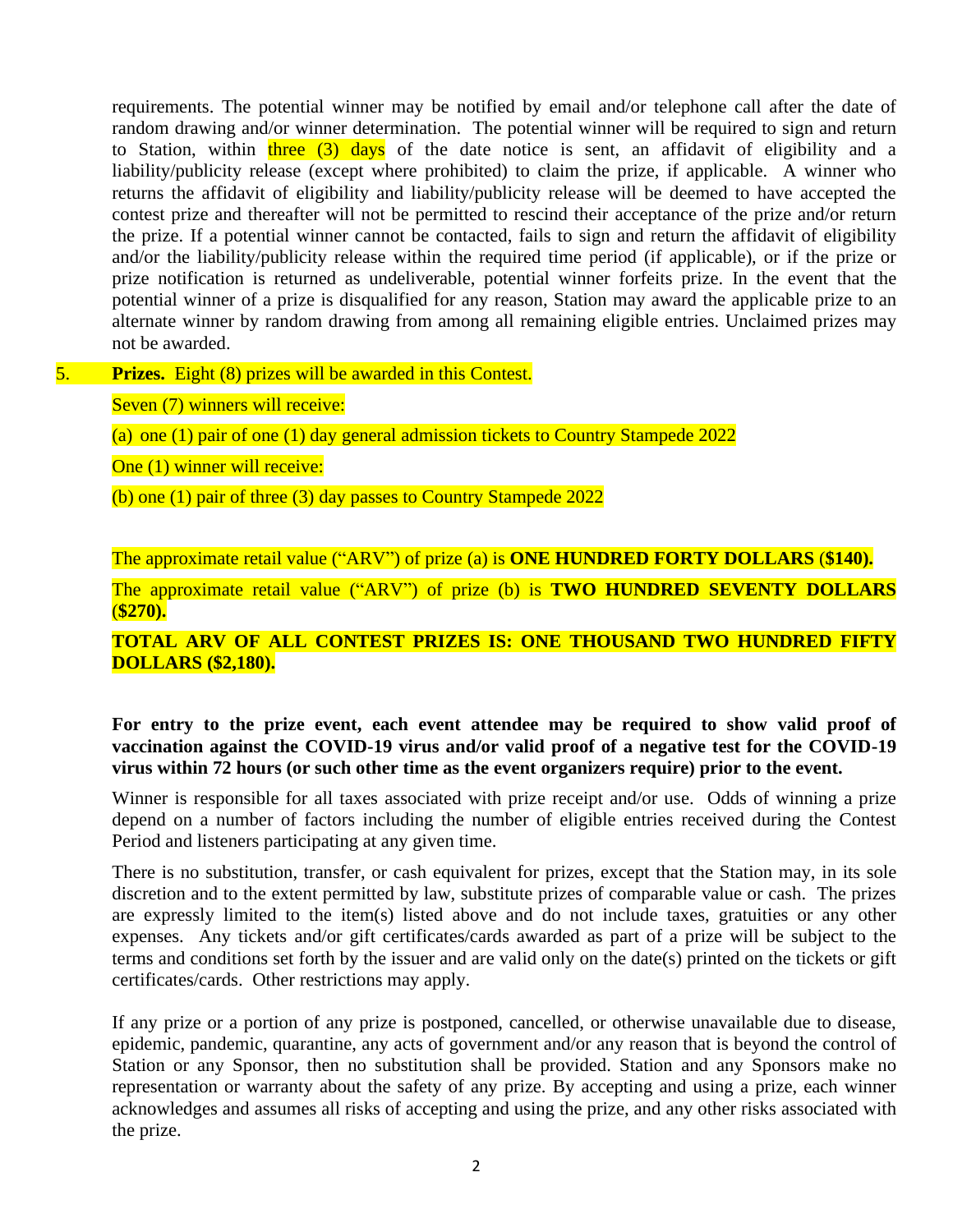requirements. The potential winner may be notified by email and/or telephone call after the date of random drawing and/or winner determination. The potential winner will be required to sign and return to Station, within three (3) days of the date notice is sent, an affidavit of eligibility and a liability/publicity release (except where prohibited) to claim the prize, if applicable. A winner who returns the affidavit of eligibility and liability/publicity release will be deemed to have accepted the contest prize and thereafter will not be permitted to rescind their acceptance of the prize and/or return the prize. If a potential winner cannot be contacted, fails to sign and return the affidavit of eligibility and/or the liability/publicity release within the required time period (if applicable), or if the prize or prize notification is returned as undeliverable, potential winner forfeits prize. In the event that the potential winner of a prize is disqualified for any reason, Station may award the applicable prize to an alternate winner by random drawing from among all remaining eligible entries. Unclaimed prizes may not be awarded.

5. **Prizes.** Eight (8) prizes will be awarded in this Contest.

Seven (7) winners will receive:

(a) one (1) pair of one (1) day general admission tickets to Country Stampede 2022

One (1) winner will receive:

(b) one (1) pair of three (3) day passes to Country Stampede 2022

The approximate retail value ("ARV") of prize (a) is **ONE HUNDRED FORTY DOLLARS (\$140).**

The approximate retail value ("ARV") of prize (b) is **TWO HUNDRED SEVENTY DOLLARS (\$270).**

**TOTAL ARV OF ALL CONTEST PRIZES IS: ONE THOUSAND TWO HUNDRED FIFTY DOLLARS (\$2,180).**

**For entry to the prize event, each event attendee may be required to show valid proof of vaccination against the COVID-19 virus and/or valid proof of a negative test for the COVID-19 virus within 72 hours (or such other time as the event organizers require) prior to the event.**

Winner is responsible for all taxes associated with prize receipt and/or use. Odds of winning a prize depend on a number of factors including the number of eligible entries received during the Contest Period and listeners participating at any given time.

There is no substitution, transfer, or cash equivalent for prizes, except that the Station may, in its sole discretion and to the extent permitted by law, substitute prizes of comparable value or cash. The prizes are expressly limited to the item(s) listed above and do not include taxes, gratuities or any other expenses. Any tickets and/or gift certificates/cards awarded as part of a prize will be subject to the terms and conditions set forth by the issuer and are valid only on the date(s) printed on the tickets or gift certificates/cards. Other restrictions may apply.

If any prize or a portion of any prize is postponed, cancelled, or otherwise unavailable due to disease, epidemic, pandemic, quarantine, any acts of government and/or any reason that is beyond the control of Station or any Sponsor, then no substitution shall be provided. Station and any Sponsors make no representation or warranty about the safety of any prize. By accepting and using a prize, each winner acknowledges and assumes all risks of accepting and using the prize, and any other risks associated with the prize.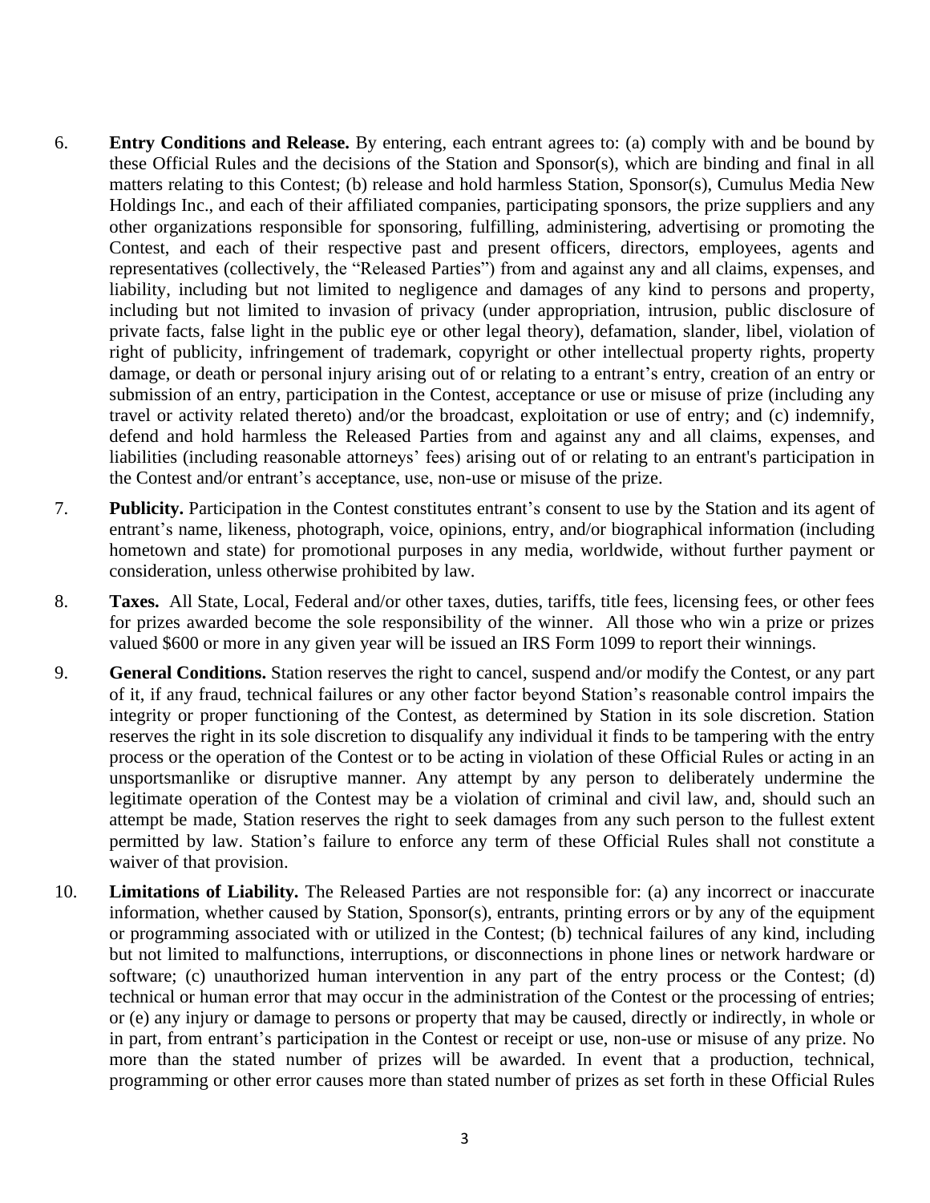6. **Entry Conditions and Release.** By entering, each entrant agrees to: (a) comply with and be bound by these Official Rules and the decisions of the Station and Sponsor(s), which are binding and final in all matters relating to this Contest; (b) release and hold harmless Station, Sponsor(s), Cumulus Media New Holdings Inc., and each of their affiliated companies, participating sponsors, the prize suppliers and any other organizations responsible for sponsoring, fulfilling, administering, advertising or promoting the Contest, and each of their respective past and present officers, directors, employees, agents and representatives (collectively, the "Released Parties") from and against any and all claims, expenses, and liability, including but not limited to negligence and damages of any kind to persons and property, including but not limited to invasion of privacy (under appropriation, intrusion, public disclosure of private facts, false light in the public eye or other legal theory), defamation, slander, libel, violation of right of publicity, infringement of trademark, copyright or other intellectual property rights, property damage, or death or personal injury arising out of or relating to a entrant's entry, creation of an entry or submission of an entry, participation in the Contest, acceptance or use or misuse of prize (including any travel or activity related thereto) and/or the broadcast, exploitation or use of entry; and (c) indemnify, defend and hold harmless the Released Parties from and against any and all claims, expenses, and liabilities (including reasonable attorneys' fees) arising out of or relating to an entrant's participation in the Contest and/or entrant's acceptance, use, non-use or misuse of the prize.

7. **Publicity.** Participation in the Contest constitutes entrant's consent to use by the Station and its agent of entrant's name, likeness, photograph, voice, opinions, entry, and/or biographical information (including hometown and state) for promotional purposes in any media, worldwide, without further payment or consideration, unless otherwise prohibited by law.

8. **Taxes.** All State, Local, Federal and/or other taxes, duties, tariffs, title fees, licensing fees, or other fees for prizes awarded become the sole responsibility of the winner. All those who win a prize or prizes valued $600 or more in any given year will be issued an IRS Form 1099 to report their winnings.

9. **General Conditions.** Station reserves the right to cancel, suspend and/or modify the Contest, or any part of it, if any fraud, technical failures or any other factor beyond Station's reasonable control impairs the integrity or proper functioning of the Contest, as determined by Station in its sole discretion. Station reserves the right in its sole discretion to disqualify any individual it finds to be tampering with the entry process or the operation of the Contest or to be acting in violation of these Official Rules or acting in an unsportsmanlike or disruptive manner. Any attempt by any person to deliberately undermine the legitimate operation of the Contest may be a violation of criminal and civil law, and, should such an attempt be made, Station reserves the right to seek damages from any such person to the fullest extent permitted by law. Station's failure to enforce any term of these Official Rules shall not constitute a waiver of that provision.

10. **Limitations of Liability.** The Released Parties are not responsible for: (a) any incorrect or inaccurate information, whether caused by Station, Sponsor(s), entrants, printing errors or by any of the equipment or programming associated with or utilized in the Contest; (b) technical failures of any kind, including but not limited to malfunctions, interruptions, or disconnections in phone lines or network hardware or software; (c) unauthorized human intervention in any part of the entry process or the Contest; (d) technical or human error that may occur in the administration of the Contest or the processing of entries; or (e) any injury or damage to persons or property that may be caused, directly or indirectly, in whole or in part, from entrant's participation in the Contest or receipt or use, non-use or misuse of any prize. No more than the stated number of prizes will be awarded. In event that a production, technical, programming or other error causes more than stated number of prizes as set forth in these Official Rules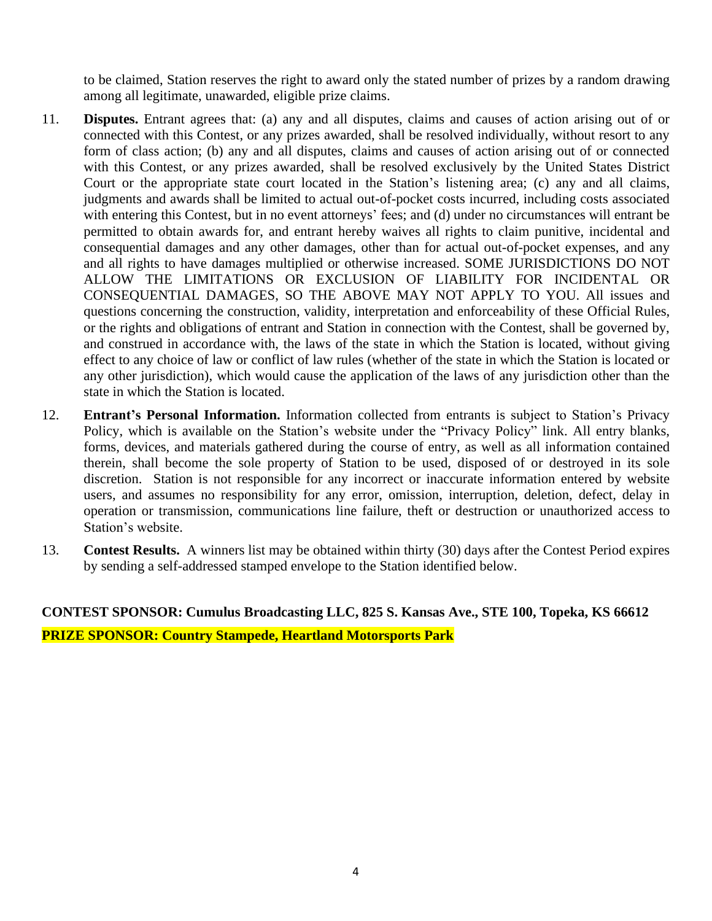to be claimed, Station reserves the right to award only the stated number of prizes by a random drawing among all legitimate, unawarded, eligible prize claims.

11. **Disputes.** Entrant agrees that: (a) any and all disputes, claims and causes of action arising out of or connected with this Contest, or any prizes awarded, shall be resolved individually, without resort to any form of class action; (b) any and all disputes, claims and causes of action arising out of or connected with this Contest, or any prizes awarded, shall be resolved exclusively by the United States District Court or the appropriate state court located in the Station's listening area; (c) any and all claims, judgments and awards shall be limited to actual out-of-pocket costs incurred, including costs associated with entering this Contest, but in no event attorneys' fees; and (d) under no circumstances will entrant be permitted to obtain awards for, and entrant hereby waives all rights to claim punitive, incidental and consequential damages and any other damages, other than for actual out-of-pocket expenses, and any and all rights to have damages multiplied or otherwise increased. SOME JURISDICTIONS DO NOT ALLOW THE LIMITATIONS OR EXCLUSION OF LIABILITY FOR INCIDENTAL OR CONSEQUENTIAL DAMAGES, SO THE ABOVE MAY NOT APPLY TO YOU. All issues and questions concerning the construction, validity, interpretation and enforceability of these Official Rules, or the rights and obligations of entrant and Station in connection with the Contest, shall be governed by, and construed in accordance with, the laws of the state in which the Station is located, without giving effect to any choice of law or conflict of law rules (whether of the state in which the Station is located or any other jurisdiction), which would cause the application of the laws of any jurisdiction other than the state in which the Station is located.

12. **Entrant's Personal Information.** Information collected from entrants is subject to Station's Privacy Policy, which is available on the Station's website under the "Privacy Policy" link. All entry blanks, forms, devices, and materials gathered during the course of entry, as well as all information contained therein, shall become the sole property of Station to be used, disposed of or destroyed in its sole discretion. Station is not responsible for any incorrect or inaccurate information entered by website users, and assumes no responsibility for any error, omission, interruption, deletion, defect, delay in operation or transmission, communications line failure, theft or destruction or unauthorized access to Station's website.

13. **Contest Results.** A winners list may be obtained within thirty (30) days after the Contest Period expires by sending a self-addressed stamped envelope to the Station identified below.

**CONTEST SPONSOR: Cumulus Broadcasting LLC, 825 S. Kansas Ave., STE 100, Topeka, KS 66612**

**PRIZE SPONSOR: Country Stampede, Heartland Motorsports Park**